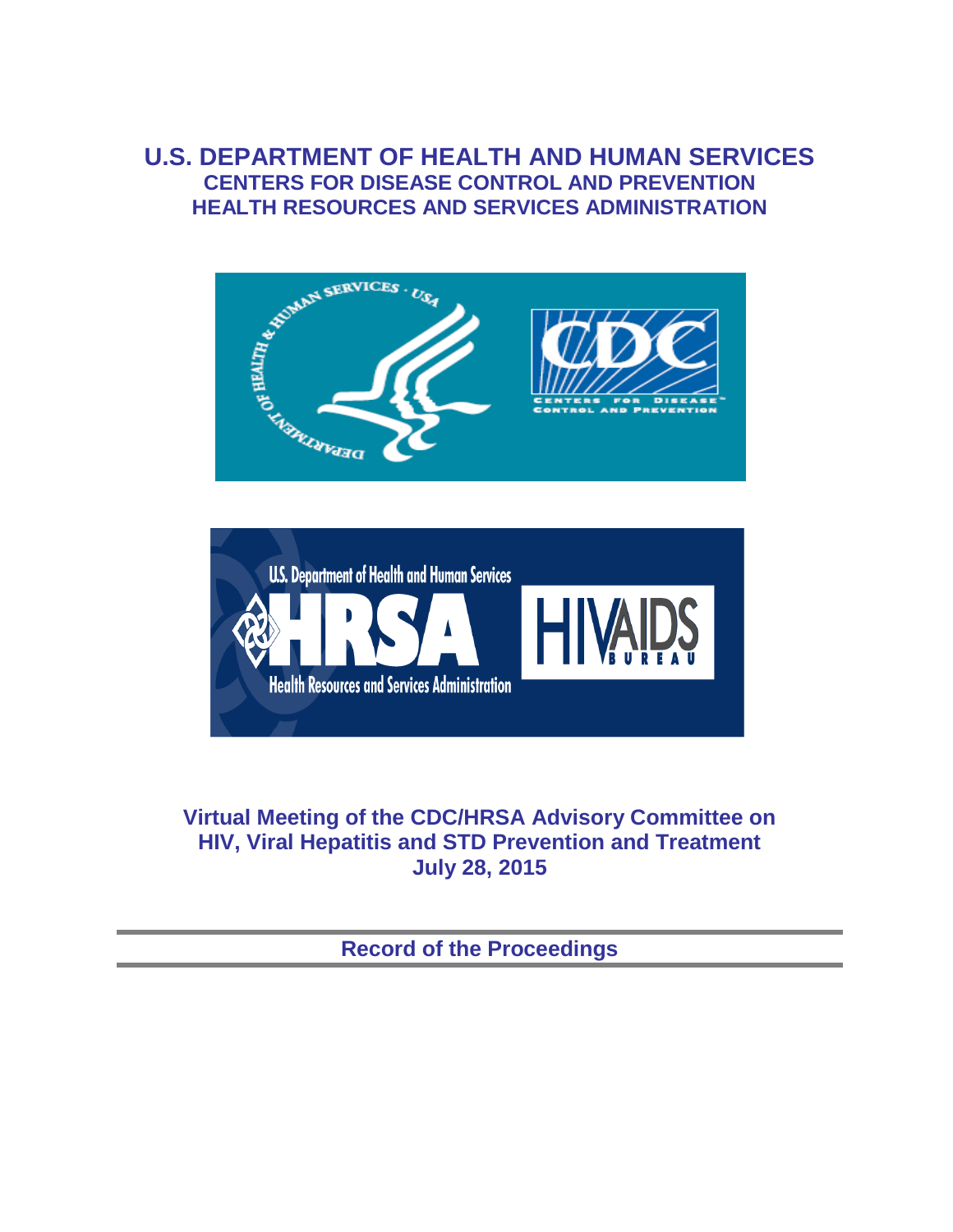# U.S. DEPARTMENT OF HEALTH AND HUMAN SERVICES

## CENTERS FOR DISEASE CONTROL AND PREVENTION

## HEALTH RESOURCES AND SERVICES ADMINISTRATION

**Virtual Meeting of the CDC/HRSA Advisory Committee on HIV, Viral Hepatitis and STD Prevention and Treatment**

**July 28, 2015**

---

**Record of the Proceedings**

---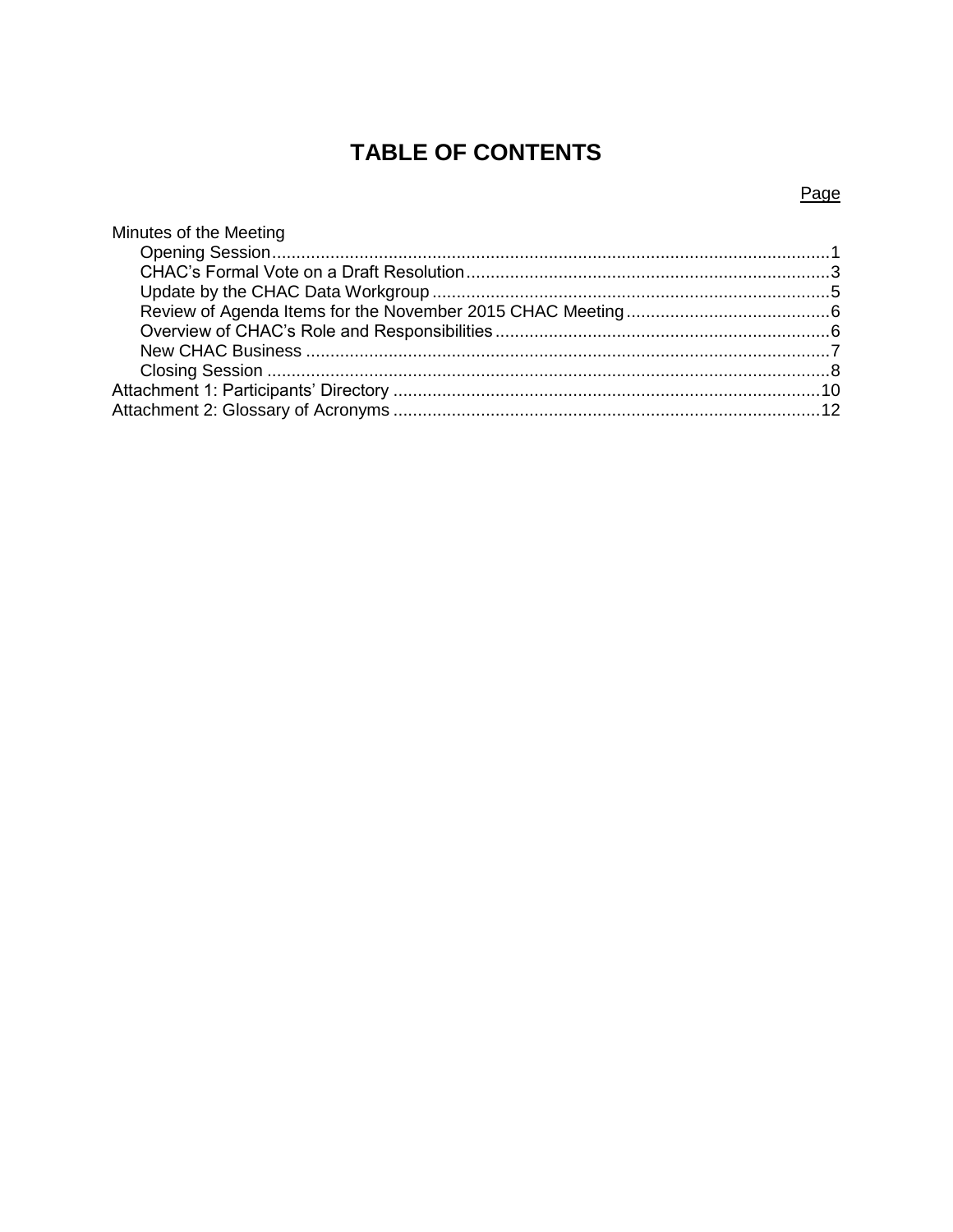# TABLE OF CONTENTS

Page

Minutes of the Meeting

- Opening Session .......... 1
- CHAC's Formal Vote on a Draft Resolution .......... 3
- Update by the CHAC Data Workgroup .......... 5
- Review of Agenda Items for the November 2015 CHAC Meeting .......... 6
- Overview of CHAC's Role and Responsibilities .......... 6
- New CHAC Business .......... 7
- Closing Session .......... 8

Attachment 1: Participants' Directory .......... 10

Attachment 2: Glossary of Acronyms .......... 12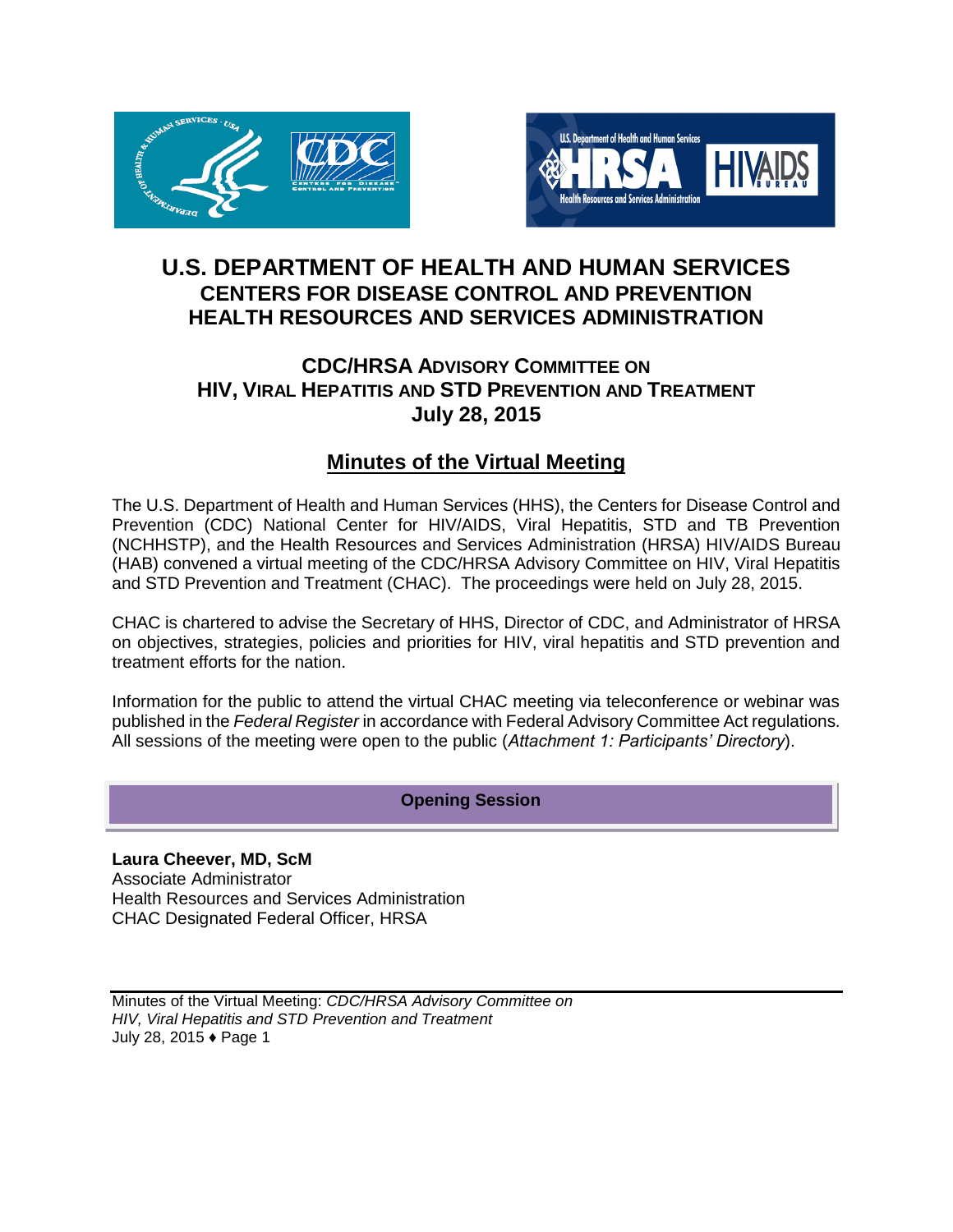# U.S. DEPARTMENT OF HEALTH AND HUMAN SERVICES
## CENTERS FOR DISEASE CONTROL AND PREVENTION
## HEALTH RESOURCES AND SERVICES ADMINISTRATION

### CDC/HRSA ADVISORY COMMITTEE ON HIV, VIRAL HEPATITIS AND STD PREVENTION AND TREATMENT
### July 28, 2015

## Minutes of the Virtual Meeting

The U.S. Department of Health and Human Services (HHS), the Centers for Disease Control and Prevention (CDC) National Center for HIV/AIDS, Viral Hepatitis, STD and TB Prevention (NCHHSTP), and the Health Resources and Services Administration (HRSA) HIV/AIDS Bureau (HAB) convened a virtual meeting of the CDC/HRSA Advisory Committee on HIV, Viral Hepatitis and STD Prevention and Treatment (CHAC). The proceedings were held on July 28, 2015.

CHAC is chartered to advise the Secretary of HHS, Director of CDC, and Administrator of HRSA on objectives, strategies, policies and priorities for HIV, viral hepatitis and STD prevention and treatment efforts for the nation.

Information for the public to attend the virtual CHAC meeting via teleconference or webinar was published in the *Federal Register* in accordance with Federal Advisory Committee Act regulations. All sessions of the meeting were open to the public (*Attachment 1: Participants' Directory*).

## Opening Session

**Laura Cheever, MD, ScM**
Associate Administrator
Health Resources and Services Administration
CHAC Designated Federal Officer, HRSA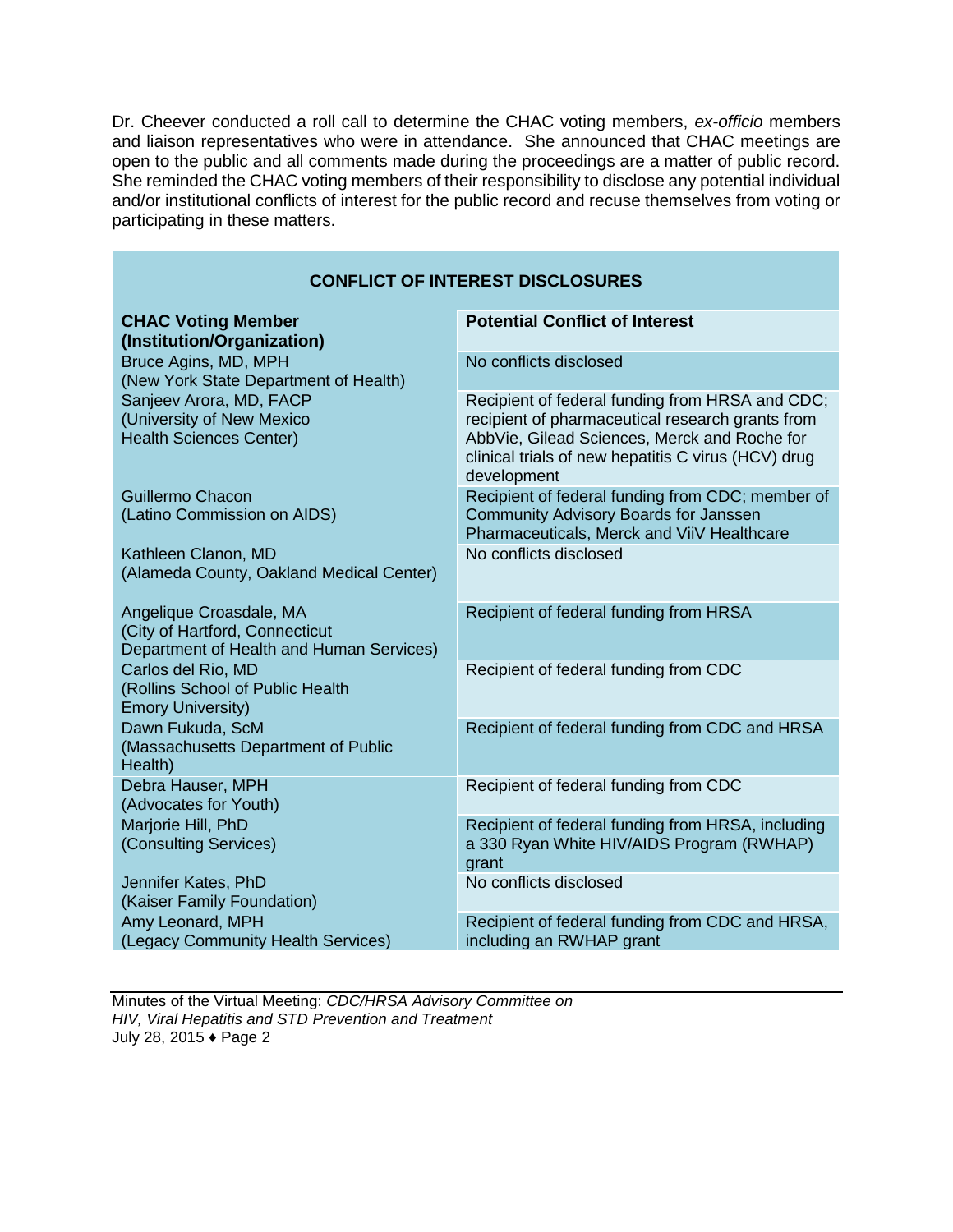Dr. Cheever conducted a roll call to determine the CHAC voting members, *ex-officio* members and liaison representatives who were in attendance. She announced that CHAC meetings are open to the public and all comments made during the proceedings are a matter of public record. She reminded the CHAC voting members of their responsibility to disclose any potential individual and/or institutional conflicts of interest for the public record and recuse themselves from voting or participating in these matters.

**CONFLICT OF INTEREST DISCLOSURES**

| CHAC Voting Member (Institution/Organization) | Potential Conflict of Interest |
|---|---|
| Bruce Agins, MD, MPH (New York State Department of Health) | No conflicts disclosed |
| Sanjeev Arora, MD, FACP (University of New Mexico Health Sciences Center) | Recipient of federal funding from HRSA and CDC; recipient of pharmaceutical research grants from AbbVie, Gilead Sciences, Merck and Roche for clinical trials of new hepatitis C virus (HCV) drug development |
| Guillermo Chacon (Latino Commission on AIDS) | Recipient of federal funding from CDC; member of Community Advisory Boards for Janssen Pharmaceuticals, Merck and ViiV Healthcare |
| Kathleen Clanon, MD (Alameda County, Oakland Medical Center) | No conflicts disclosed |
| Angelique Croasdale, MA (City of Hartford, Connecticut Department of Health and Human Services) | Recipient of federal funding from HRSA |
| Carlos del Rio, MD (Rollins School of Public Health Emory University) | Recipient of federal funding from CDC |
| Dawn Fukuda, ScM (Massachusetts Department of Public Health) | Recipient of federal funding from CDC and HRSA |
| Debra Hauser, MPH (Advocates for Youth) | Recipient of federal funding from CDC |
| Marjorie Hill, PhD (Consulting Services) | Recipient of federal funding from HRSA, including a 330 Ryan White HIV/AIDS Program (RWHAP) grant |
| Jennifer Kates, PhD (Kaiser Family Foundation) | No conflicts disclosed |
| Amy Leonard, MPH (Legacy Community Health Services) | Recipient of federal funding from CDC and HRSA, including an RWHAP grant |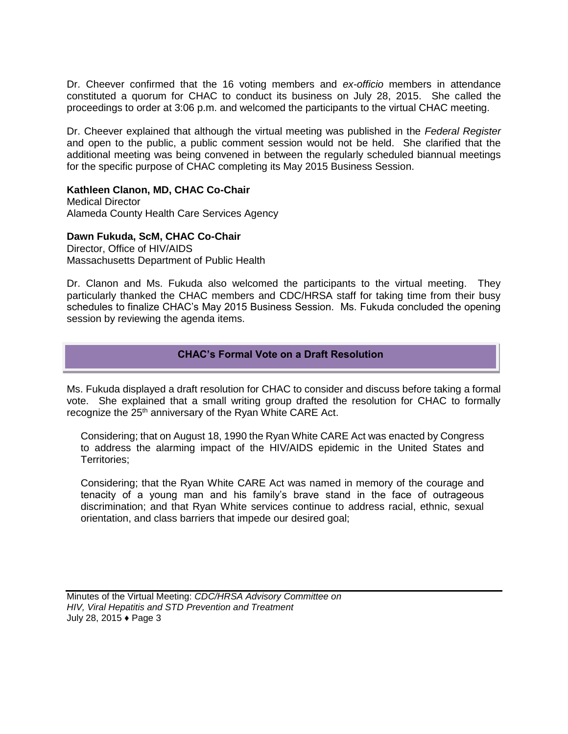Dr. Cheever confirmed that the 16 voting members and *ex-officio* members in attendance constituted a quorum for CHAC to conduct its business on July 28, 2015. She called the proceedings to order at 3:06 p.m. and welcomed the participants to the virtual CHAC meeting.

Dr. Cheever explained that although the virtual meeting was published in the *Federal Register* and open to the public, a public comment session would not be held. She clarified that the additional meeting was being convened in between the regularly scheduled biannual meetings for the specific purpose of CHAC completing its May 2015 Business Session.

**Kathleen Clanon, MD, CHAC Co-Chair**
Medical Director
Alameda County Health Care Services Agency

**Dawn Fukuda, ScM, CHAC Co-Chair**
Director, Office of HIV/AIDS
Massachusetts Department of Public Health

Dr. Clanon and Ms. Fukuda also welcomed the participants to the virtual meeting. They particularly thanked the CHAC members and CDC/HRSA staff for taking time from their busy schedules to finalize CHAC's May 2015 Business Session. Ms. Fukuda concluded the opening session by reviewing the agenda items.

## CHAC's Formal Vote on a Draft Resolution

Ms. Fukuda displayed a draft resolution for CHAC to consider and discuss before taking a formal vote. She explained that a small writing group drafted the resolution for CHAC to formally recognize the 25th anniversary of the Ryan White CARE Act.

> Considering; that on August 18, 1990 the Ryan White CARE Act was enacted by Congress to address the alarming impact of the HIV/AIDS epidemic in the United States and Territories;
>
> Considering; that the Ryan White CARE Act was named in memory of the courage and tenacity of a young man and his family's brave stand in the face of outrageous discrimination; and that Ryan White services continue to address racial, ethnic, sexual orientation, and class barriers that impede our desired goal;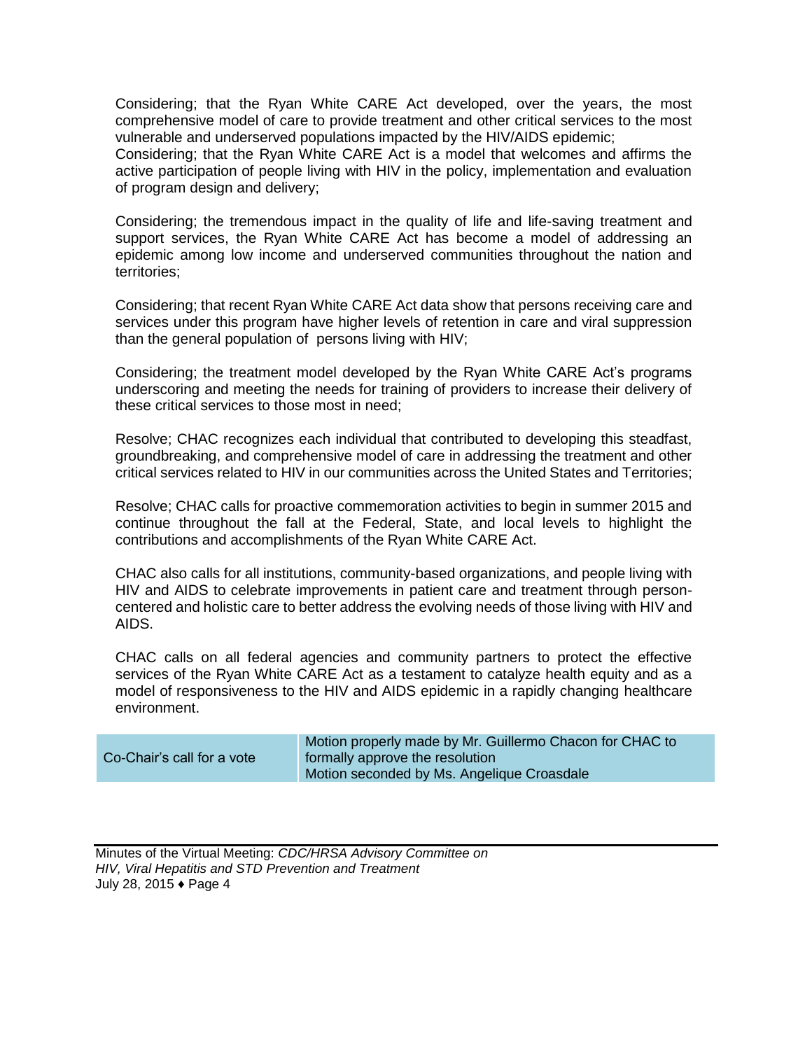Considering; that the Ryan White CARE Act developed, over the years, the most comprehensive model of care to provide treatment and other critical services to the most vulnerable and underserved populations impacted by the HIV/AIDS epidemic;
Considering; that the Ryan White CARE Act is a model that welcomes and affirms the active participation of people living with HIV in the policy, implementation and evaluation of program design and delivery;

Considering; the tremendous impact in the quality of life and life-saving treatment and support services, the Ryan White CARE Act has become a model of addressing an epidemic among low income and underserved communities throughout the nation and territories;

Considering; that recent Ryan White CARE Act data show that persons receiving care and services under this program have higher levels of retention in care and viral suppression than the general population of persons living with HIV;

Considering; the treatment model developed by the Ryan White CARE Act's programs underscoring and meeting the needs for training of providers to increase their delivery of these critical services to those most in need;

Resolve; CHAC recognizes each individual that contributed to developing this steadfast, groundbreaking, and comprehensive model of care in addressing the treatment and other critical services related to HIV in our communities across the United States and Territories;

Resolve; CHAC calls for proactive commemoration activities to begin in summer 2015 and continue throughout the fall at the Federal, State, and local levels to highlight the contributions and accomplishments of the Ryan White CARE Act.

CHAC also calls for all institutions, community-based organizations, and people living with HIV and AIDS to celebrate improvements in patient care and treatment through person-centered and holistic care to better address the evolving needs of those living with HIV and AIDS.

CHAC calls on all federal agencies and community partners to protect the effective services of the Ryan White CARE Act as a testament to catalyze health equity and as a model of responsiveness to the HIV and AIDS epidemic in a rapidly changing healthcare environment.

| Co-Chair's call for a vote | Motion properly made by Mr. Guillermo Chacon for CHAC to formally approve the resolution<br>Motion seconded by Ms. Angelique Croasdale |
|---|---|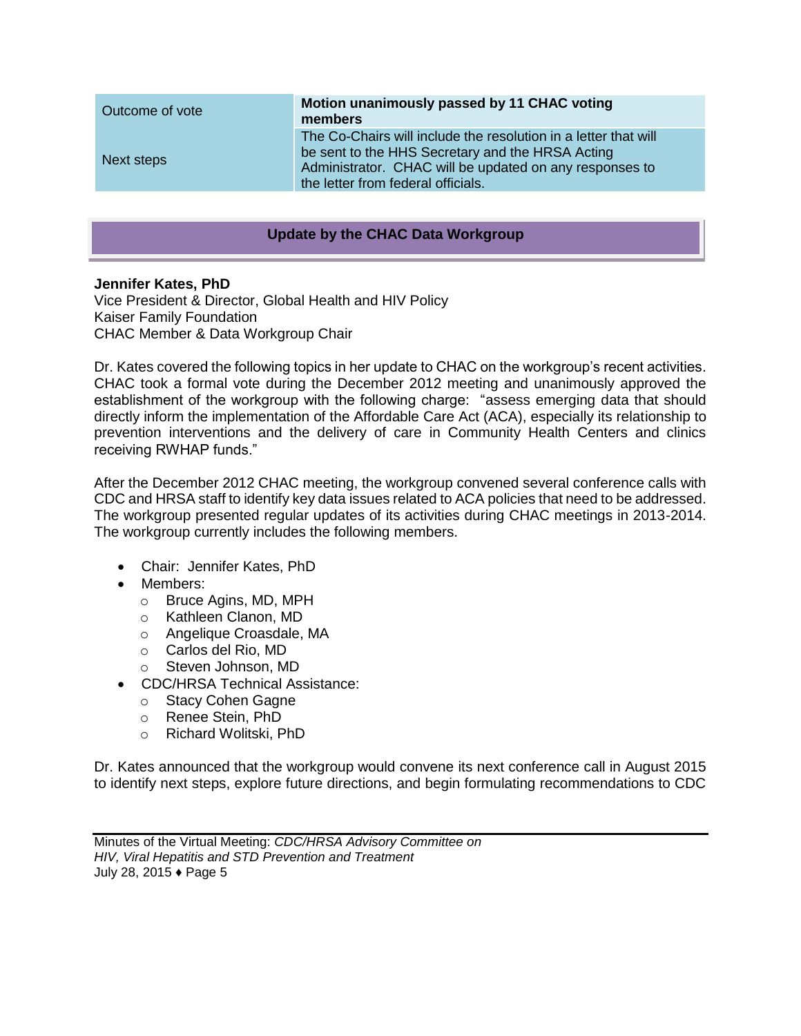| Outcome of vote | **Motion unanimously passed by 11 CHAC voting members** |
|---|---|
| Next steps | The Co-Chairs will include the resolution in a letter that will be sent to the HHS Secretary and the HRSA Acting Administrator. CHAC will be updated on any responses to the letter from federal officials. |

## Update by the CHAC Data Workgroup

**Jennifer Kates, PhD**
Vice President & Director, Global Health and HIV Policy
Kaiser Family Foundation
CHAC Member & Data Workgroup Chair

Dr. Kates covered the following topics in her update to CHAC on the workgroup's recent activities. CHAC took a formal vote during the December 2012 meeting and unanimously approved the establishment of the workgroup with the following charge: "assess emerging data that should directly inform the implementation of the Affordable Care Act (ACA), especially its relationship to prevention interventions and the delivery of care in Community Health Centers and clinics receiving RWHAP funds."

After the December 2012 CHAC meeting, the workgroup convened several conference calls with CDC and HRSA staff to identify key data issues related to ACA policies that need to be addressed. The workgroup presented regular updates of its activities during CHAC meetings in 2013-2014. The workgroup currently includes the following members.

- Chair: Jennifer Kates, PhD
- Members:
  - Bruce Agins, MD, MPH
  - Kathleen Clanon, MD
  - Angelique Croasdale, MA
  - Carlos del Rio, MD
  - Steven Johnson, MD
- CDC/HRSA Technical Assistance:
  - Stacy Cohen Gagne
  - Renee Stein, PhD
  - Richard Wolitski, PhD

Dr. Kates announced that the workgroup would convene its next conference call in August 2015 to identify next steps, explore future directions, and begin formulating recommendations to CDC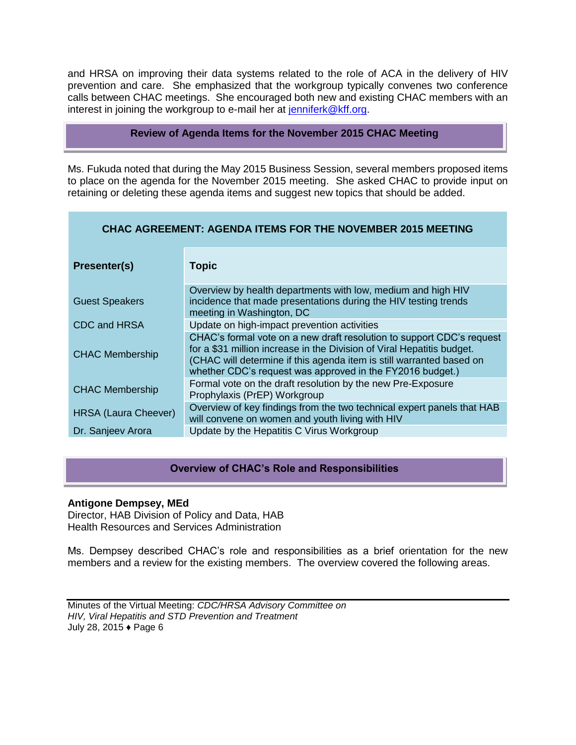and HRSA on improving their data systems related to the role of ACA in the delivery of HIV prevention and care. She emphasized that the workgroup typically convenes two conference calls between CHAC meetings. She encouraged both new and existing CHAC members with an interest in joining the workgroup to e-mail her at jenniferk@kff.org.

## Review of Agenda Items for the November 2015 CHAC Meeting

Ms. Fukuda noted that during the May 2015 Business Session, several members proposed items to place on the agenda for the November 2015 meeting. She asked CHAC to provide input on retaining or deleting these agenda items and suggest new topics that should be added.

**CHAC AGREEMENT: AGENDA ITEMS FOR THE NOVEMBER 2015 MEETING**

| Presenter(s) | Topic |
|---|---|
| Guest Speakers | Overview by health departments with low, medium and high HIV incidence that made presentations during the HIV testing trends meeting in Washington, DC |
| CDC and HRSA | Update on high-impact prevention activities |
| CHAC Membership | CHAC's formal vote on a new draft resolution to support CDC's request for a $31 million increase in the Division of Viral Hepatitis budget. (CHAC will determine if this agenda item is still warranted based on whether CDC's request was approved in the FY2016 budget.) |
| CHAC Membership | Formal vote on the draft resolution by the new Pre-Exposure Prophylaxis (PrEP) Workgroup |
| HRSA (Laura Cheever) | Overview of key findings from the two technical expert panels that HAB will convene on women and youth living with HIV |
| Dr. Sanjeev Arora | Update by the Hepatitis C Virus Workgroup |

## Overview of CHAC's Role and Responsibilities

**Antigone Dempsey, MEd**
Director, HAB Division of Policy and Data, HAB
Health Resources and Services Administration

Ms. Dempsey described CHAC's role and responsibilities as a brief orientation for the new members and a review for the existing members. The overview covered the following areas.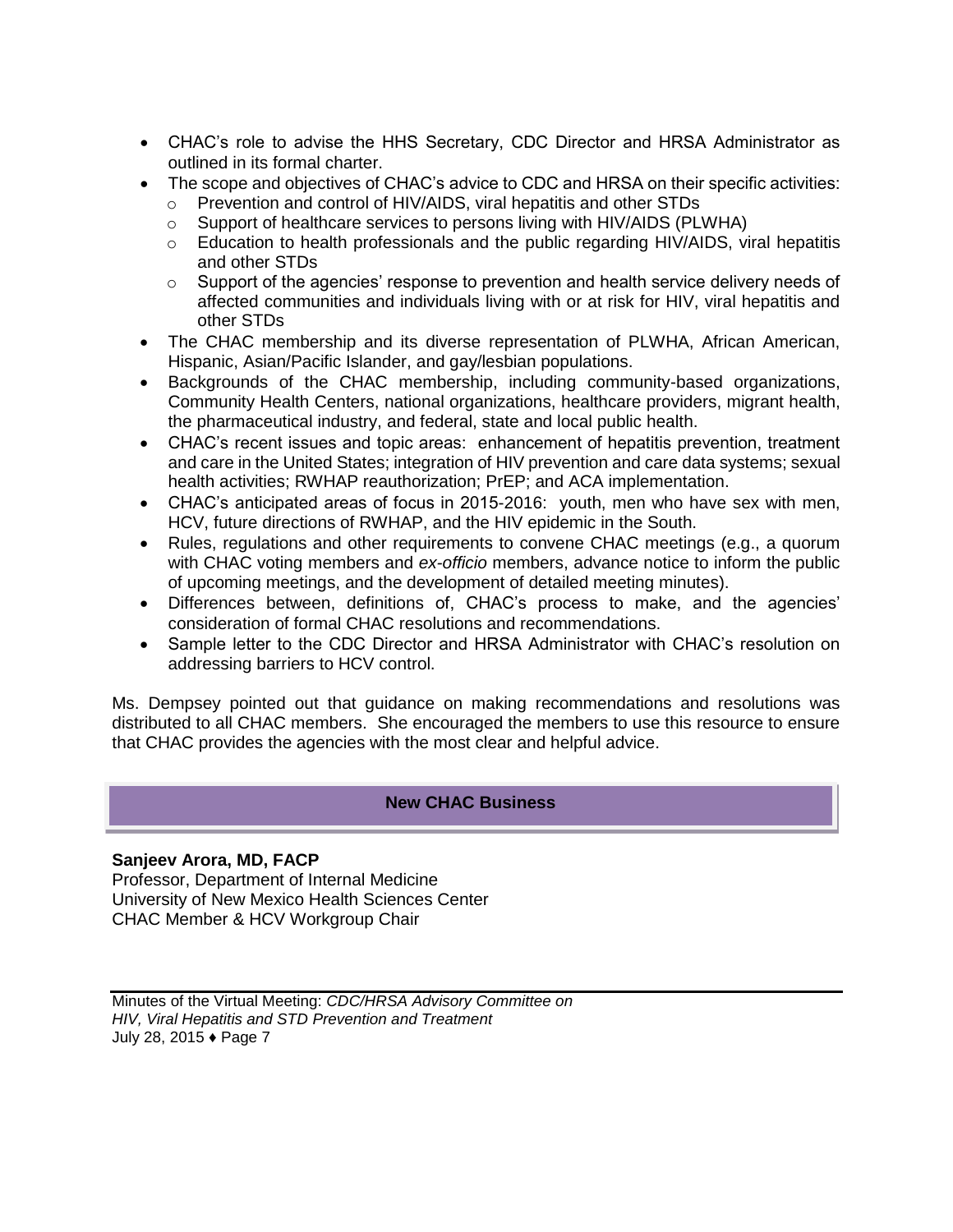- CHAC's role to advise the HHS Secretary, CDC Director and HRSA Administrator as outlined in its formal charter.
- The scope and objectives of CHAC's advice to CDC and HRSA on their specific activities:
  - Prevention and control of HIV/AIDS, viral hepatitis and other STDs
  - Support of healthcare services to persons living with HIV/AIDS (PLWHA)
  - Education to health professionals and the public regarding HIV/AIDS, viral hepatitis and other STDs
  - Support of the agencies' response to prevention and health service delivery needs of affected communities and individuals living with or at risk for HIV, viral hepatitis and other STDs
- The CHAC membership and its diverse representation of PLWHA, African American, Hispanic, Asian/Pacific Islander, and gay/lesbian populations.
- Backgrounds of the CHAC membership, including community-based organizations, Community Health Centers, national organizations, healthcare providers, migrant health, the pharmaceutical industry, and federal, state and local public health.
- CHAC's recent issues and topic areas: enhancement of hepatitis prevention, treatment and care in the United States; integration of HIV prevention and care data systems; sexual health activities; RWHAP reauthorization; PrEP; and ACA implementation.
- CHAC's anticipated areas of focus in 2015-2016: youth, men who have sex with men, HCV, future directions of RWHAP, and the HIV epidemic in the South.
- Rules, regulations and other requirements to convene CHAC meetings (e.g., a quorum with CHAC voting members and *ex-officio* members, advance notice to inform the public of upcoming meetings, and the development of detailed meeting minutes).
- Differences between, definitions of, CHAC's process to make, and the agencies' consideration of formal CHAC resolutions and recommendations.
- Sample letter to the CDC Director and HRSA Administrator with CHAC's resolution on addressing barriers to HCV control.

Ms. Dempsey pointed out that guidance on making recommendations and resolutions was distributed to all CHAC members. She encouraged the members to use this resource to ensure that CHAC provides the agencies with the most clear and helpful advice.

## New CHAC Business

**Sanjeev Arora, MD, FACP**
Professor, Department of Internal Medicine
University of New Mexico Health Sciences Center
CHAC Member & HCV Workgroup Chair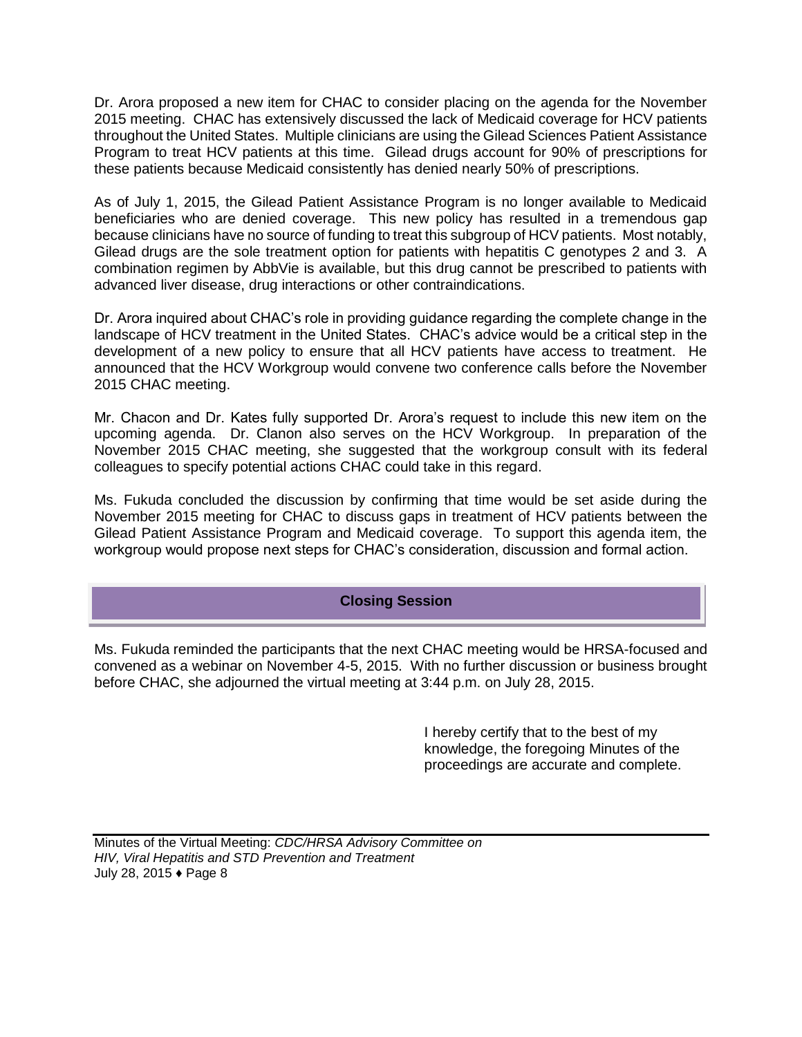Dr. Arora proposed a new item for CHAC to consider placing on the agenda for the November 2015 meeting. CHAC has extensively discussed the lack of Medicaid coverage for HCV patients throughout the United States. Multiple clinicians are using the Gilead Sciences Patient Assistance Program to treat HCV patients at this time. Gilead drugs account for 90% of prescriptions for these patients because Medicaid consistently has denied nearly 50% of prescriptions.

As of July 1, 2015, the Gilead Patient Assistance Program is no longer available to Medicaid beneficiaries who are denied coverage. This new policy has resulted in a tremendous gap because clinicians have no source of funding to treat this subgroup of HCV patients. Most notably, Gilead drugs are the sole treatment option for patients with hepatitis C genotypes 2 and 3. A combination regimen by AbbVie is available, but this drug cannot be prescribed to patients with advanced liver disease, drug interactions or other contraindications.

Dr. Arora inquired about CHAC's role in providing guidance regarding the complete change in the landscape of HCV treatment in the United States. CHAC's advice would be a critical step in the development of a new policy to ensure that all HCV patients have access to treatment. He announced that the HCV Workgroup would convene two conference calls before the November 2015 CHAC meeting.

Mr. Chacon and Dr. Kates fully supported Dr. Arora's request to include this new item on the upcoming agenda. Dr. Clanon also serves on the HCV Workgroup. In preparation of the November 2015 CHAC meeting, she suggested that the workgroup consult with its federal colleagues to specify potential actions CHAC could take in this regard.

Ms. Fukuda concluded the discussion by confirming that time would be set aside during the November 2015 meeting for CHAC to discuss gaps in treatment of HCV patients between the Gilead Patient Assistance Program and Medicaid coverage. To support this agenda item, the workgroup would propose next steps for CHAC's consideration, discussion and formal action.

## Closing Session

Ms. Fukuda reminded the participants that the next CHAC meeting would be HRSA-focused and convened as a webinar on November 4-5, 2015. With no further discussion or business brought before CHAC, she adjourned the virtual meeting at 3:44 p.m. on July 28, 2015.

I hereby certify that to the best of my knowledge, the foregoing Minutes of the proceedings are accurate and complete.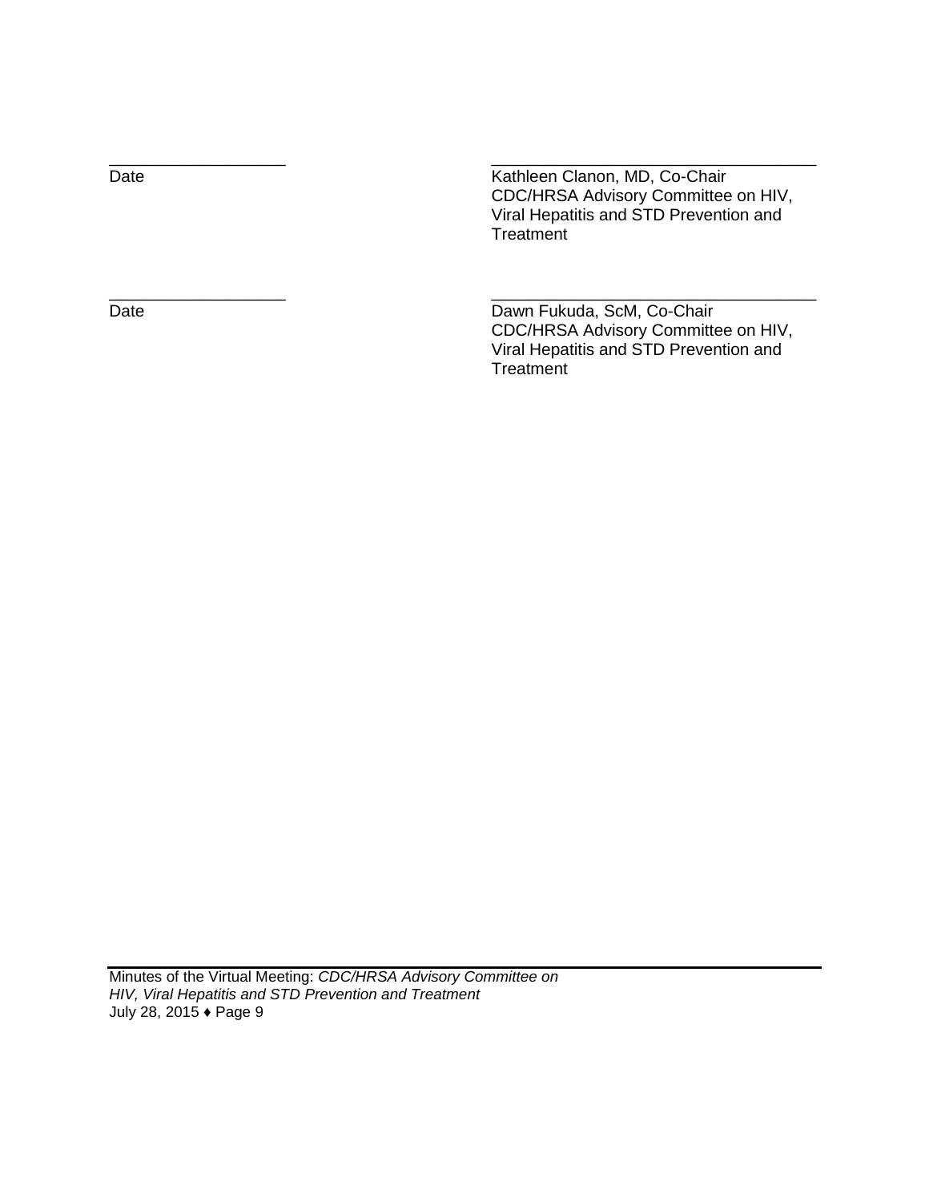\_\_\_\_\_\_\_\_\_\_\_\_\_\_\_\_\_\_\_\_ \_\_\_\_\_\_\_\_\_\_\_\_\_\_\_\_\_\_\_\_\_\_\_\_\_\_\_\_\_\_\_\_\_\_\_\_\_

Date

Kathleen Clanon, MD, Co-Chair
CDC/HRSA Advisory Committee on HIV, Viral Hepatitis and STD Prevention and Treatment

\_\_\_\_\_\_\_\_\_\_\_\_\_\_\_\_\_\_\_\_ \_\_\_\_\_\_\_\_\_\_\_\_\_\_\_\_\_\_\_\_\_\_\_\_\_\_\_\_\_\_\_\_\_\_\_\_\_

Date

Dawn Fukuda, ScM, Co-Chair
CDC/HRSA Advisory Committee on HIV, Viral Hepatitis and STD Prevention and Treatment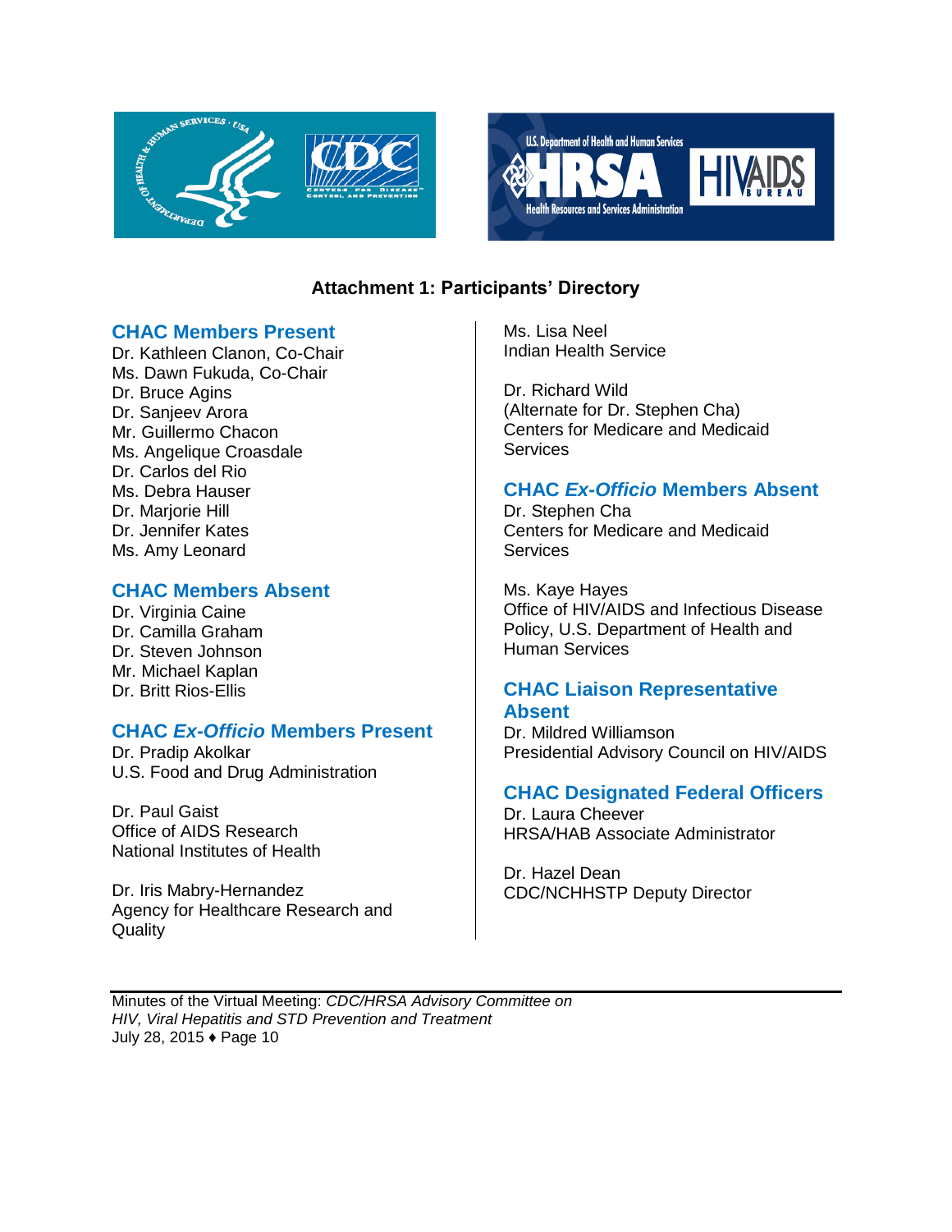## Attachment 1: Participants' Directory

### CHAC Members Present

Dr. Kathleen Clanon, Co-Chair
Ms. Dawn Fukuda, Co-Chair
Dr. Bruce Agins
Dr. Sanjeev Arora
Mr. Guillermo Chacon
Ms. Angelique Croasdale
Dr. Carlos del Rio
Ms. Debra Hauser
Dr. Marjorie Hill
Dr. Jennifer Kates
Ms. Amy Leonard

### CHAC Members Absent

Dr. Virginia Caine
Dr. Camilla Graham
Dr. Steven Johnson
Mr. Michael Kaplan
Dr. Britt Rios-Ellis

### CHAC *Ex-Officio* Members Present

Dr. Pradip Akolkar
U.S. Food and Drug Administration

Dr. Paul Gaist
Office of AIDS Research
National Institutes of Health

Dr. Iris Mabry-Hernandez
Agency for Healthcare Research and Quality

Ms. Lisa Neel
Indian Health Service

Dr. Richard Wild
(Alternate for Dr. Stephen Cha)
Centers for Medicare and Medicaid Services

### CHAC *Ex-Officio* Members Absent

Dr. Stephen Cha
Centers for Medicare and Medicaid Services

Ms. Kaye Hayes
Office of HIV/AIDS and Infectious Disease Policy, U.S. Department of Health and Human Services

### CHAC Liaison Representative Absent

Dr. Mildred Williamson
Presidential Advisory Council on HIV/AIDS

### CHAC Designated Federal Officers

Dr. Laura Cheever
HRSA/HAB Associate Administrator

Dr. Hazel Dean
CDC/NCHHSTP Deputy Director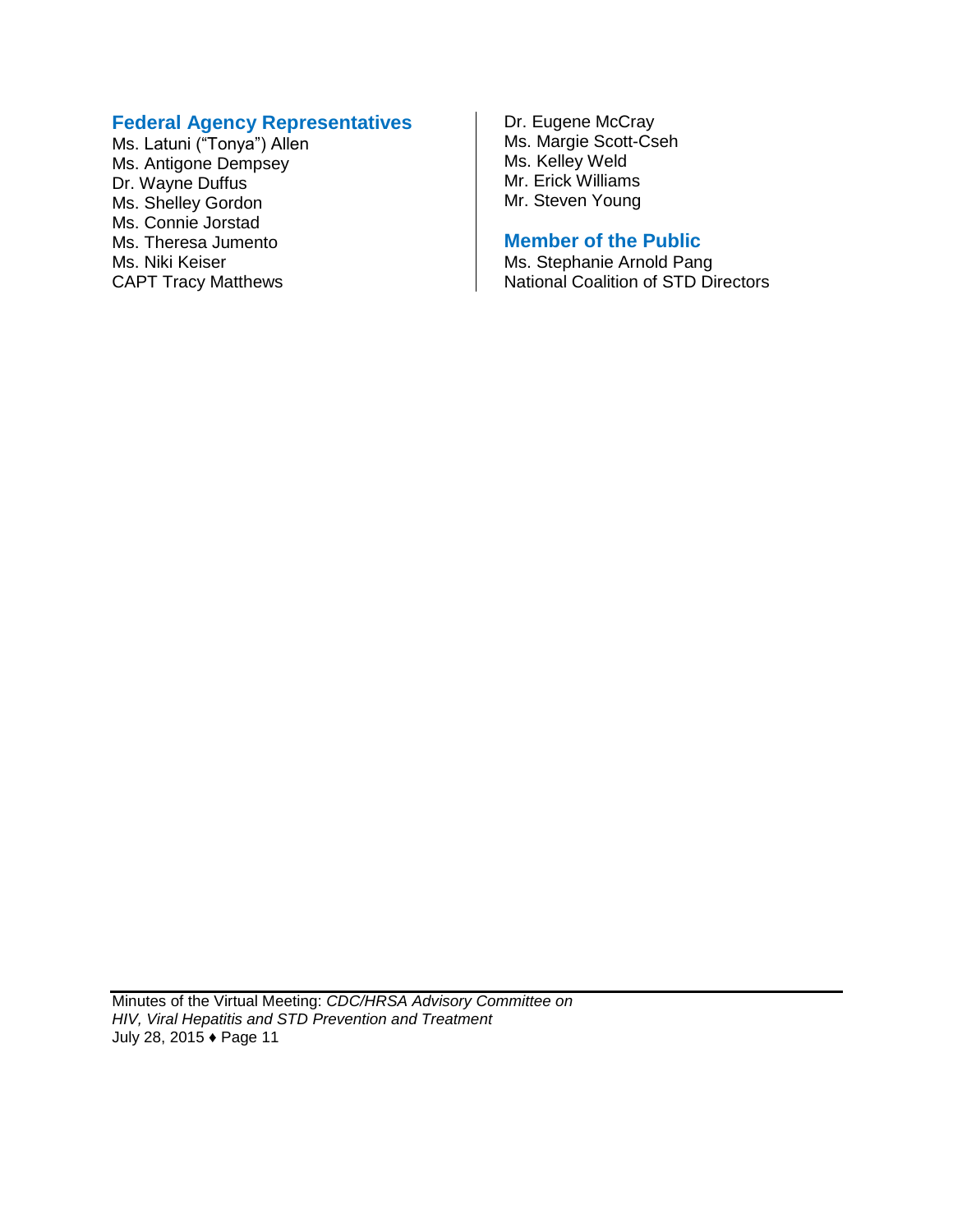### Federal Agency Representatives

Ms. Latuni ("Tonya") Allen
Ms. Antigone Dempsey
Dr. Wayne Duffus
Ms. Shelley Gordon
Ms. Connie Jorstad
Ms. Theresa Jumento
Ms. Niki Keiser
CAPT Tracy Matthews
Dr. Eugene McCray
Ms. Margie Scott-Cseh
Ms. Kelley Weld
Mr. Erick Williams
Mr. Steven Young

### Member of the Public

Ms. Stephanie Arnold Pang
National Coalition of STD Directors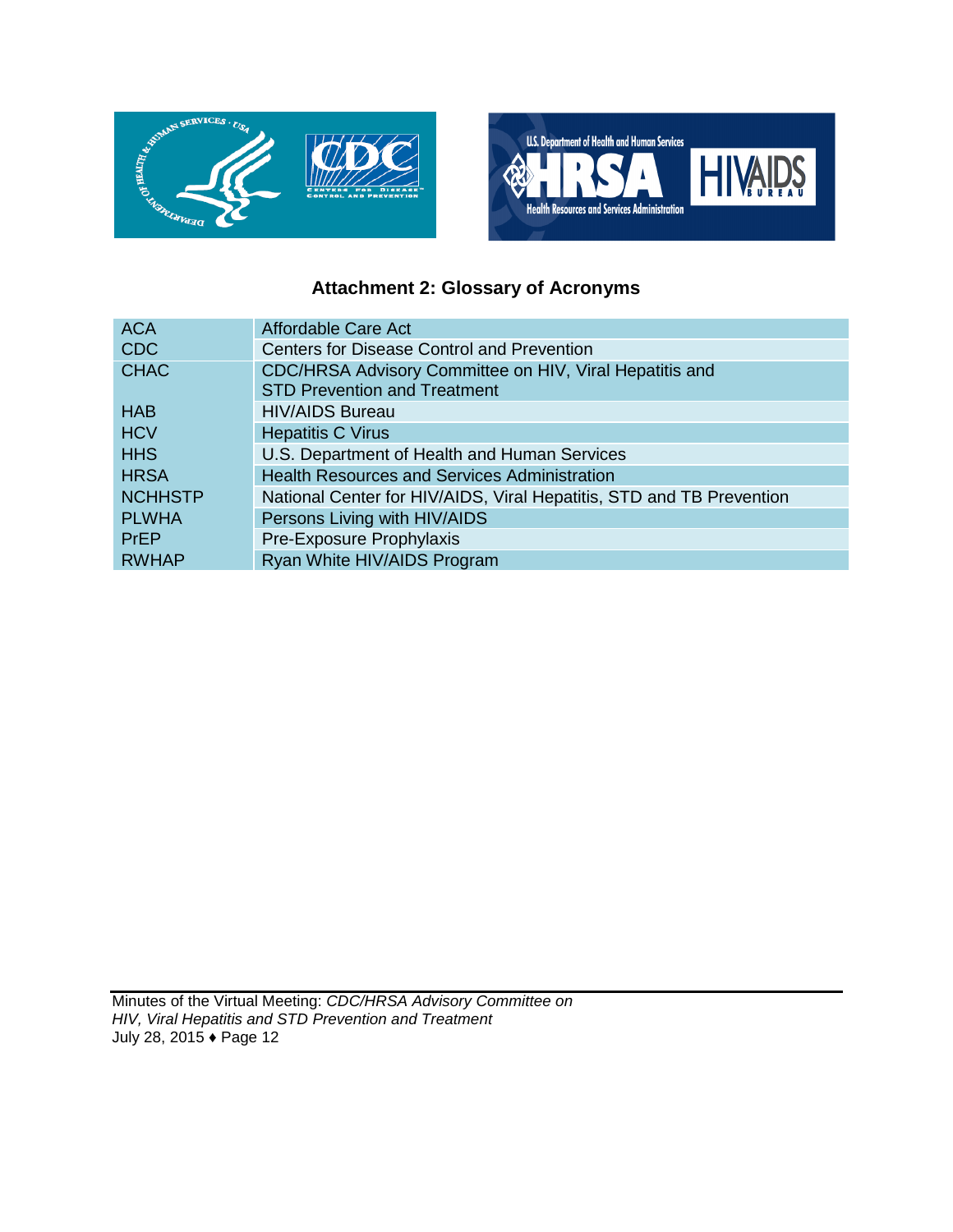## Attachment 2: Glossary of Acronyms

| | |
|---|---|
| ACA | Affordable Care Act |
| CDC | Centers for Disease Control and Prevention |
| CHAC | CDC/HRSA Advisory Committee on HIV, Viral Hepatitis and STD Prevention and Treatment |
| HAB | HIV/AIDS Bureau |
| HCV | Hepatitis C Virus |
| HHS | U.S. Department of Health and Human Services |
| HRSA | Health Resources and Services Administration |
| NCHHSTP | National Center for HIV/AIDS, Viral Hepatitis, STD and TB Prevention |
| PLWHA | Persons Living with HIV/AIDS |
| PrEP | Pre-Exposure Prophylaxis |
| RWHAP | Ryan White HIV/AIDS Program |